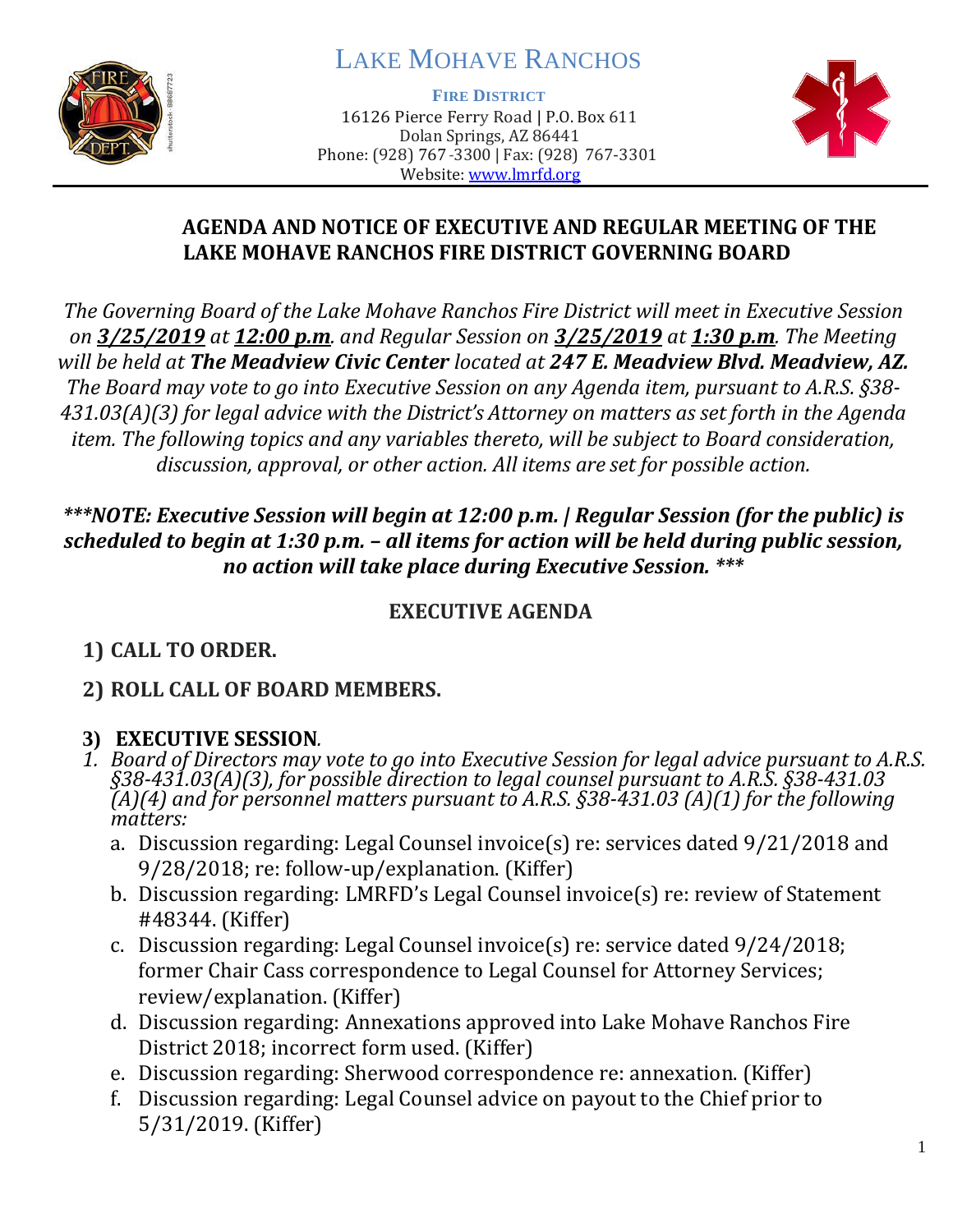# LAKE MOHAVE RANCHOS

**FIRE DISTRICT**

16126 Pierce Ferry Road | P.O. Box 611
Dolan Springs, AZ 86441
Phone: (928) 767-3300 | Fax: (928) 767-3301
Website: www.lmrfd.org

## AGENDA AND NOTICE OF EXECUTIVE AND REGULAR MEETING OF THE LAKE MOHAVE RANCHOS FIRE DISTRICT GOVERNING BOARD

*The Governing Board of the Lake Mohave Ranchos Fire District will meet in Executive Session on* ***3/25/2019*** *at* ***12:00 p.m****. and Regular Session on* ***3/25/2019*** *at* ***1:30 p.m****. The Meeting will be held at* ***The Meadview Civic Center*** *located at* ***247 E. Meadview Blvd. Meadview, AZ.*** *The Board may vote to go into Executive Session on any Agenda item, pursuant to A.R.S. §38-431.03(A)(3) for legal advice with the District's Attorney on matters as set forth in the Agenda item. The following topics and any variables thereto, will be subject to Board consideration, discussion, approval, or other action. All items are set for possible action.*

***\*\*\*NOTE: Executive Session will begin at 12:00 p.m. | Regular Session (for the public) is scheduled to begin at 1:30 p.m. – all items for action will be held during public session, no action will take place during Executive Session. \*\*\****

### EXECUTIVE AGENDA

**1) CALL TO ORDER.**

**2) ROLL CALL OF BOARD MEMBERS.**

**3) EXECUTIVE SESSION***.*

1. *Board of Directors may vote to go into Executive Session for legal advice pursuant to A.R.S. §38-431.03(A)(3), for possible direction to legal counsel pursuant to A.R.S. §38-431.03 (A)(4) and for personnel matters pursuant to A.R.S. §38-431.03 (A)(1) for the following matters:*
   a. Discussion regarding: Legal Counsel invoice(s) re: services dated 9/21/2018 and 9/28/2018; re: follow-up/explanation. (Kiffer)
   b. Discussion regarding: LMRFD's Legal Counsel invoice(s) re: review of Statement #48344. (Kiffer)
   c. Discussion regarding: Legal Counsel invoice(s) re: service dated 9/24/2018; former Chair Cass correspondence to Legal Counsel for Attorney Services; review/explanation. (Kiffer)
   d. Discussion regarding: Annexations approved into Lake Mohave Ranchos Fire District 2018; incorrect form used. (Kiffer)
   e. Discussion regarding: Sherwood correspondence re: annexation. (Kiffer)
   f. Discussion regarding: Legal Counsel advice on payout to the Chief prior to 5/31/2019. (Kiffer)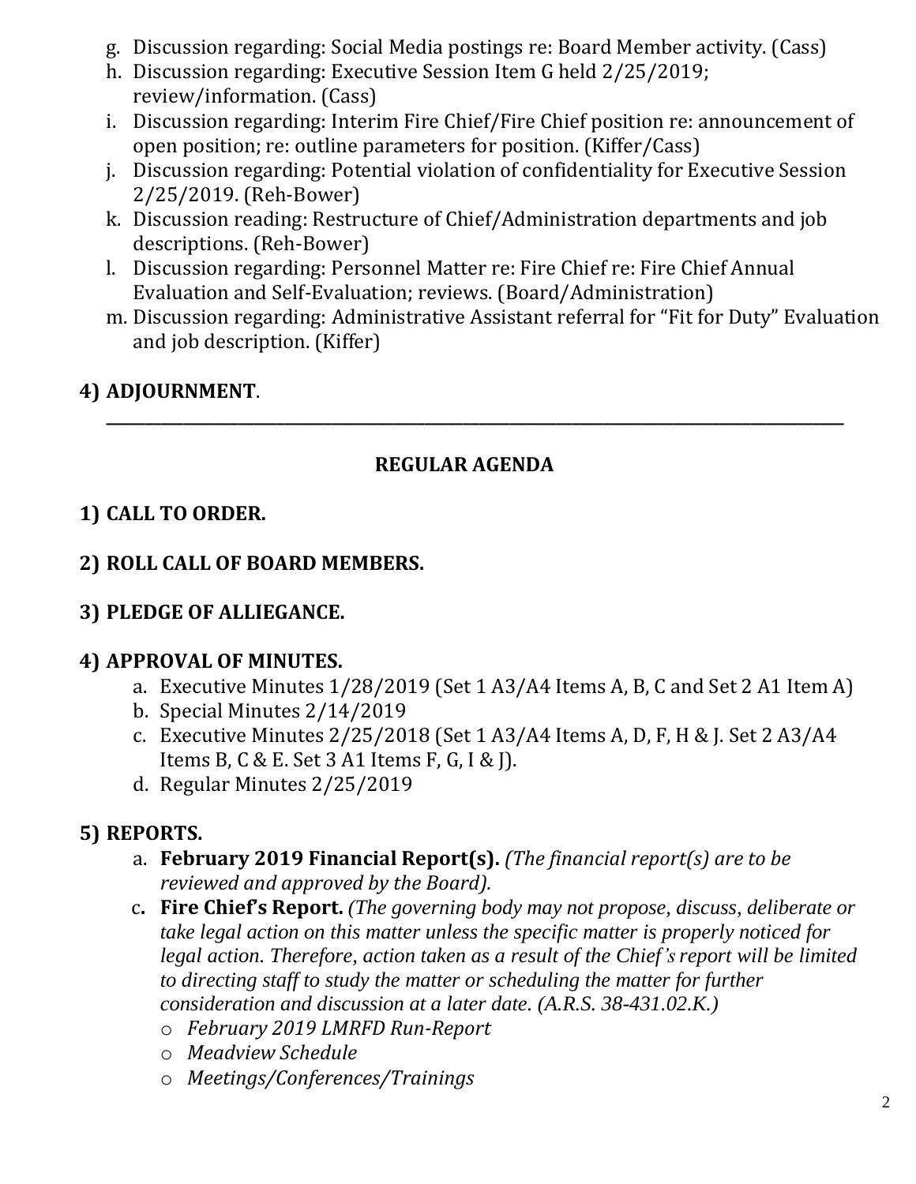g. Discussion regarding: Social Media postings re: Board Member activity. (Cass)
h. Discussion regarding: Executive Session Item G held 2/25/2019; review/information. (Cass)
i. Discussion regarding: Interim Fire Chief/Fire Chief position re: announcement of open position; re: outline parameters for position. (Kiffer/Cass)
j. Discussion regarding: Potential violation of confidentiality for Executive Session 2/25/2019. (Reh-Bower)
k. Discussion reading: Restructure of Chief/Administration departments and job descriptions. (Reh-Bower)
l. Discussion regarding: Personnel Matter re: Fire Chief re: Fire Chief Annual Evaluation and Self-Evaluation; reviews. (Board/Administration)
m. Discussion regarding: Administrative Assistant referral for "Fit for Duty" Evaluation and job description. (Kiffer)

## 4) ADJOURNMENT.

---

## REGULAR AGENDA

## 1) CALL TO ORDER.

## 2) ROLL CALL OF BOARD MEMBERS.

## 3) PLEDGE OF ALLIEGANCE.

## 4) APPROVAL OF MINUTES.

a. Executive Minutes 1/28/2019 (Set 1 A3/A4 Items A, B, C and Set 2 A1 Item A)
b. Special Minutes 2/14/2019
c. Executive Minutes 2/25/2018 (Set 1 A3/A4 Items A, D, F, H & J. Set 2 A3/A4 Items B, C & E. Set 3 A1 Items F, G, I & J).
d. Regular Minutes 2/25/2019

## 5) REPORTS.

a. **February 2019 Financial Report(s).** *(The financial report(s) are to be reviewed and approved by the Board).*
c. **Fire Chief's Report.** *(The governing body may not propose, discuss, deliberate or take legal action on this matter unless the specific matter is properly noticed for legal action. Therefore, action taken as a result of the Chief's report will be limited to directing staff to study the matter or scheduling the matter for further consideration and discussion at a later date. (A.R.S. 38-431.02.K.)*
   - *February 2019 LMRFD Run-Report*
   - *Meadview Schedule*
   - *Meetings/Conferences/Trainings*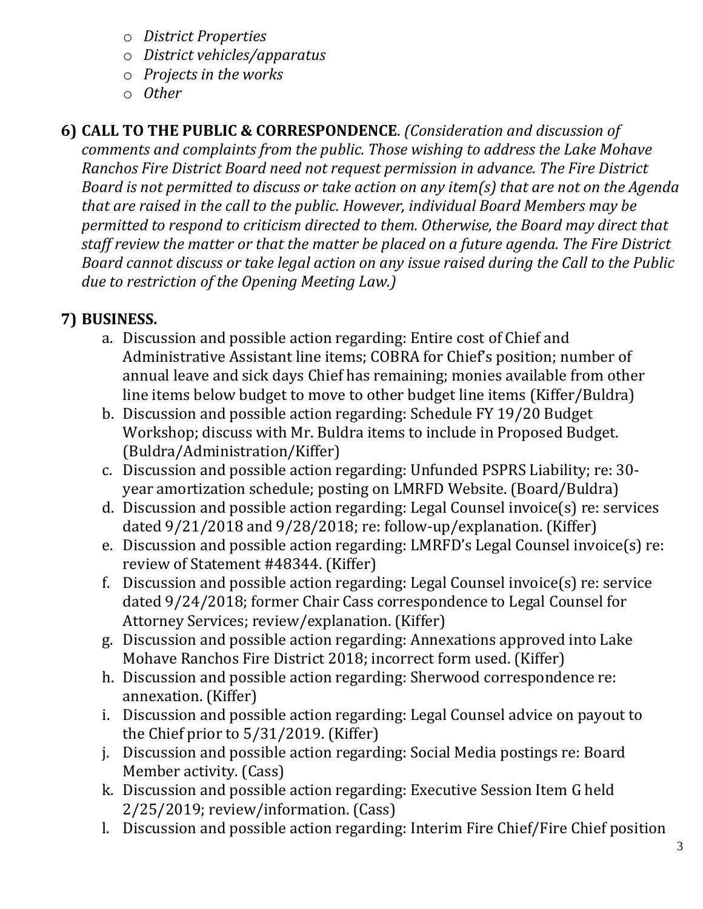- *District Properties*
- *District vehicles/apparatus*
- *Projects in the works*
- *Other*

**6) CALL TO THE PUBLIC & CORRESPONDENCE**. *(Consideration and discussion of comments and complaints from the public. Those wishing to address the Lake Mohave Ranchos Fire District Board need not request permission in advance. The Fire District Board is not permitted to discuss or take action on any item(s) that are not on the Agenda that are raised in the call to the public. However, individual Board Members may be permitted to respond to criticism directed to them. Otherwise, the Board may direct that staff review the matter or that the matter be placed on a future agenda. The Fire District Board cannot discuss or take legal action on any issue raised during the Call to the Public due to restriction of the Opening Meeting Law.)*

**7) BUSINESS.**

a. Discussion and possible action regarding: Entire cost of Chief and Administrative Assistant line items; COBRA for Chief's position; number of annual leave and sick days Chief has remaining; monies available from other line items below budget to move to other budget line items (Kiffer/Buldra)

b. Discussion and possible action regarding: Schedule FY 19/20 Budget Workshop; discuss with Mr. Buldra items to include in Proposed Budget. (Buldra/Administration/Kiffer)

c. Discussion and possible action regarding: Unfunded PSPRS Liability; re: 30-year amortization schedule; posting on LMRFD Website. (Board/Buldra)

d. Discussion and possible action regarding: Legal Counsel invoice(s) re: services dated 9/21/2018 and 9/28/2018; re: follow-up/explanation. (Kiffer)

e. Discussion and possible action regarding: LMRFD's Legal Counsel invoice(s) re: review of Statement #48344. (Kiffer)

f. Discussion and possible action regarding: Legal Counsel invoice(s) re: service dated 9/24/2018; former Chair Cass correspondence to Legal Counsel for Attorney Services; review/explanation. (Kiffer)

g. Discussion and possible action regarding: Annexations approved into Lake Mohave Ranchos Fire District 2018; incorrect form used. (Kiffer)

h. Discussion and possible action regarding: Sherwood correspondence re: annexation. (Kiffer)

i. Discussion and possible action regarding: Legal Counsel advice on payout to the Chief prior to 5/31/2019. (Kiffer)

j. Discussion and possible action regarding: Social Media postings re: Board Member activity. (Cass)

k. Discussion and possible action regarding: Executive Session Item G held 2/25/2019; review/information. (Cass)

l. Discussion and possible action regarding: Interim Fire Chief/Fire Chief position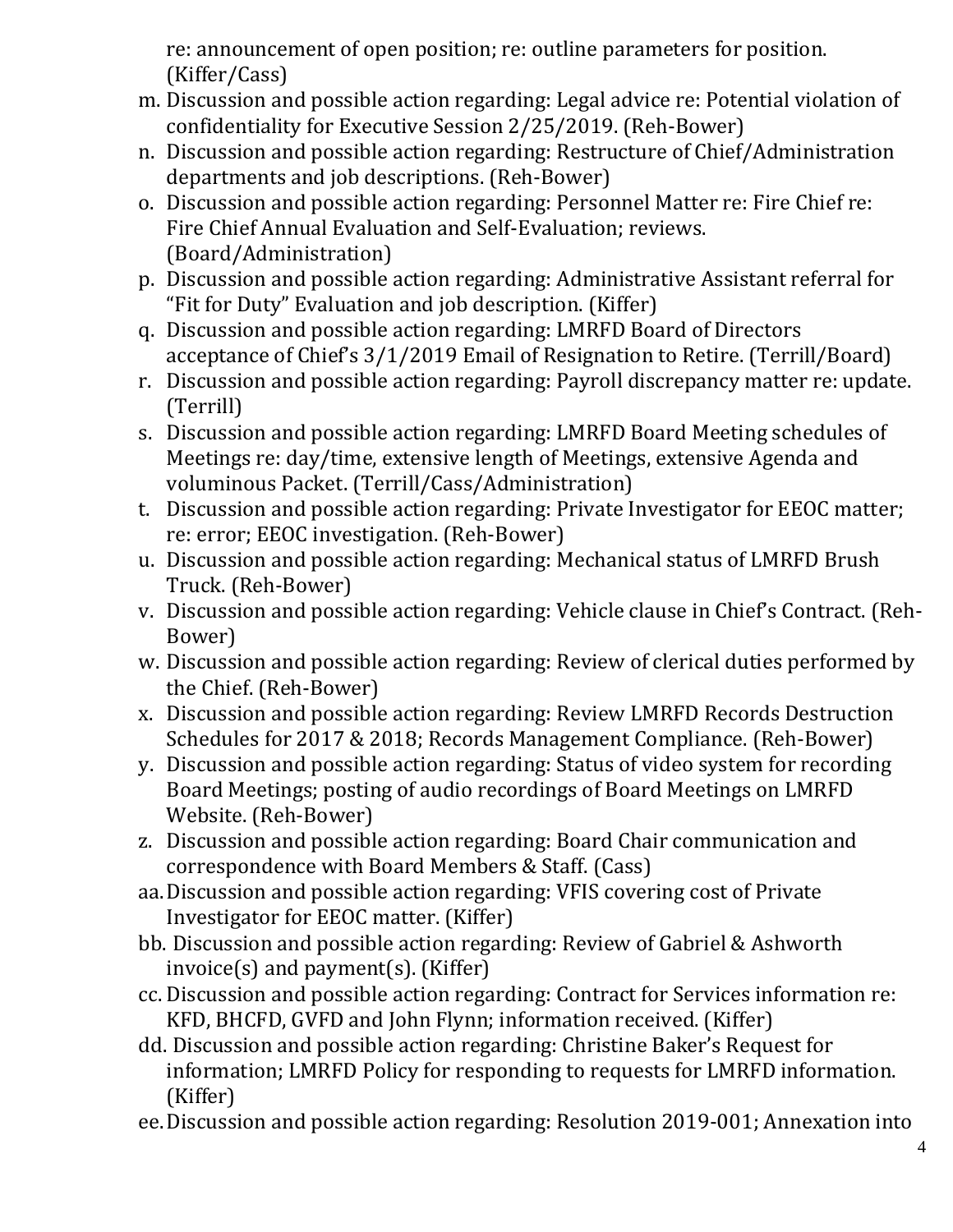re: announcement of open position; re: outline parameters for position. (Kiffer/Cass)

m. Discussion and possible action regarding: Legal advice re: Potential violation of confidentiality for Executive Session 2/25/2019. (Reh-Bower)
n. Discussion and possible action regarding: Restructure of Chief/Administration departments and job descriptions. (Reh-Bower)
o. Discussion and possible action regarding: Personnel Matter re: Fire Chief re: Fire Chief Annual Evaluation and Self-Evaluation; reviews. (Board/Administration)
p. Discussion and possible action regarding: Administrative Assistant referral for "Fit for Duty" Evaluation and job description. (Kiffer)
q. Discussion and possible action regarding: LMRFD Board of Directors acceptance of Chief's 3/1/2019 Email of Resignation to Retire. (Terrill/Board)
r. Discussion and possible action regarding: Payroll discrepancy matter re: update. (Terrill)
s. Discussion and possible action regarding: LMRFD Board Meeting schedules of Meetings re: day/time, extensive length of Meetings, extensive Agenda and voluminous Packet. (Terrill/Cass/Administration)
t. Discussion and possible action regarding: Private Investigator for EEOC matter; re: error; EEOC investigation. (Reh-Bower)
u. Discussion and possible action regarding: Mechanical status of LMRFD Brush Truck. (Reh-Bower)
v. Discussion and possible action regarding: Vehicle clause in Chief's Contract. (Reh-Bower)
w. Discussion and possible action regarding: Review of clerical duties performed by the Chief. (Reh-Bower)
x. Discussion and possible action regarding: Review LMRFD Records Destruction Schedules for 2017 & 2018; Records Management Compliance. (Reh-Bower)
y. Discussion and possible action regarding: Status of video system for recording Board Meetings; posting of audio recordings of Board Meetings on LMRFD Website. (Reh-Bower)
z. Discussion and possible action regarding: Board Chair communication and correspondence with Board Members & Staff. (Cass)

aa. Discussion and possible action regarding: VFIS covering cost of Private Investigator for EEOC matter. (Kiffer)

bb. Discussion and possible action regarding: Review of Gabriel & Ashworth invoice(s) and payment(s). (Kiffer)

cc. Discussion and possible action regarding: Contract for Services information re: KFD, BHCFD, GVFD and John Flynn; information received. (Kiffer)

dd. Discussion and possible action regarding: Christine Baker's Request for information; LMRFD Policy for responding to requests for LMRFD information. (Kiffer)

ee. Discussion and possible action regarding: Resolution 2019-001; Annexation into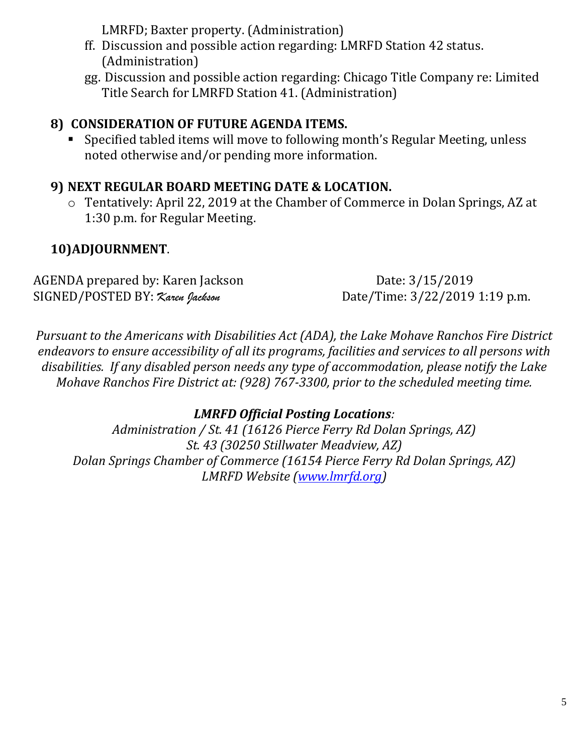LMRFD; Baxter property. (Administration)

ff. Discussion and possible action regarding: LMRFD Station 42 status. (Administration)

gg. Discussion and possible action regarding: Chicago Title Company re: Limited Title Search for LMRFD Station 41. (Administration)

## 8) CONSIDERATION OF FUTURE AGENDA ITEMS.

- Specified tabled items will move to following month's Regular Meeting, unless noted otherwise and/or pending more information.

## 9) NEXT REGULAR BOARD MEETING DATE & LOCATION.

- Tentatively: April 22, 2019 at the Chamber of Commerce in Dolan Springs, AZ at 1:30 p.m. for Regular Meeting.

## 10) ADJOURNMENT.

AGENDA prepared by: Karen Jackson    Date: 3/15/2019
SIGNED/POSTED BY: *Karen Jackson*    Date/Time: 3/22/2019 1:19 p.m.

*Pursuant to the Americans with Disabilities Act (ADA), the Lake Mohave Ranchos Fire District endeavors to ensure accessibility of all its programs, facilities and services to all persons with disabilities. If any disabled person needs any type of accommodation, please notify the Lake Mohave Ranchos Fire District at: (928) 767-3300, prior to the scheduled meeting time.*

***LMRFD Official Posting Locations:***

*Administration / St. 41 (16126 Pierce Ferry Rd Dolan Springs, AZ)*
*St. 43 (30250 Stillwater Meadview, AZ)*
*Dolan Springs Chamber of Commerce (16154 Pierce Ferry Rd Dolan Springs, AZ)*
*LMRFD Website (www.lmrfd.org)*